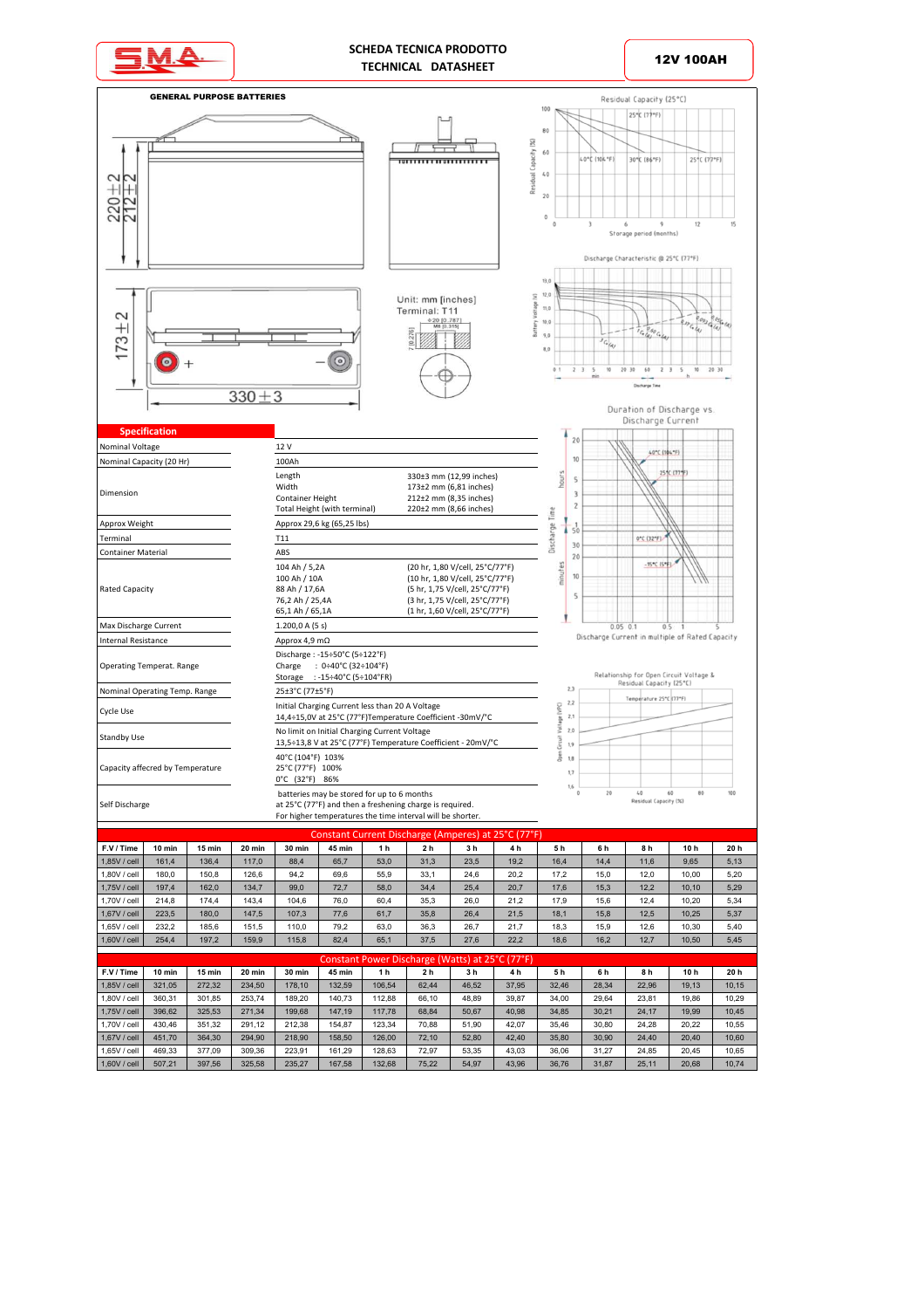# SCHEDA TECNICA PRODOTTO
# TECHNICAL DATASHEET

**12V 100AH**

**GENERAL PURPOSE BATTERIES**

Unit: mm [inches]
Terminal: T11

## Specification

| | |
|---|---|
| Nominal Voltage | 12 V |
| Nominal Capacity (20 Hr) | 100Ah |
| Dimension | Length 330±3 mm (12,99 inches)<br>Width 173±2 mm (6,81 inches)<br>Container Height 212±2 mm (8,35 inches)<br>Total Height (with terminal) 220±2 mm (8,66 inches) |
| Approx Weight | Approx 29,6 kg (65,25 lbs) |
| Terminal | T11 |
| Container Material | ABS |
| Rated Capacity | 104 Ah / 5,2A (20 hr, 1,80 V/cell, 25°C/77°F)<br>100 Ah / 10A (10 hr, 1,80 V/cell, 25°C/77°F)<br>88 Ah / 17,6A (5 hr, 1,75 V/cell, 25°C/77°F)<br>76,2 Ah / 25,4A (3 hr, 1,75 V/cell, 25°C/77°F)<br>65,1 Ah / 65,1A (1 hr, 1,60 V/cell, 25°C/77°F) |
| Max Discharge Current | 1.200,0 A (5 s) |
| Internal Resistance | Approx 4,9 mΩ |
| Operating Temperat. Range | Discharge : -15÷50°C (5÷122°F)<br>Charge : 0÷40°C (32÷104°F)<br>Storage : -15÷40°C (5÷104°FR) |
| Nominal Operating Temp. Range | 25±3°C (77±5°F) |
| Cycle Use | Initial Charging Current less than 20 A Voltage<br>14,4÷15,0V at 25°C (77°F)Temperature Coefficient -30mV/°C |
| Standby Use | No limit on Initial Charging Current Voltage<br>13,5÷13,8 V at 25°C (77°F) Temperature Coefficient - 20mV/°C |
| Capacity affecred by Temperature | 40°C (104°F) 103%<br>25°C (77°F) 100%<br>0°C (32°F) 86% |
| Self Discharge | batteries may be stored for up to 6 months<br>at 25°C (77°F) and then a freshening charge is required.<br>For higher temperatures the time interval will be shorter. |

Residual Capacity (25°C)

Discharge Characteristic @ 25°C (77°F)

Duration of Discharge vs. Discharge Current

Relationship for Open Circuit Voltage & Residual Capacity (25°C)

## Constant Current Discharge (Amperes) at 25°C (77°F)

| F.V / Time | 10 min | 15 min | 20 min | 30 min | 45 min | 1 h | 2 h | 3 h | 4 h | 5 h | 6 h | 8 h | 10 h | 20 h |
|---|---|---|---|---|---|---|---|---|---|---|---|---|---|---|
| 1,85V / cell | 161,4 | 136,4 | 117,0 | 88,4 | 65,7 | 53,0 | 31,3 | 23,5 | 19,2 | 16,4 | 14,4 | 11,6 | 9,65 | 5,13 |
| 1,80V / cell | 180,0 | 150,8 | 126,6 | 94,2 | 69,6 | 55,9 | 33,1 | 24,6 | 20,2 | 17,2 | 15,0 | 12,0 | 10,00 | 5,20 |
| 1,75V / cell | 197,4 | 162,0 | 134,7 | 99,0 | 72,7 | 58,0 | 34,4 | 25,4 | 20,7 | 17,6 | 15,3 | 12,2 | 10,10 | 5,29 |
| 1,70V / cell | 214,8 | 174,4 | 143,4 | 104,6 | 76,0 | 60,4 | 35,3 | 26,0 | 21,2 | 17,9 | 15,6 | 12,4 | 10,20 | 5,34 |
| 1,67V / cell | 223,5 | 180,0 | 147,5 | 107,3 | 77,6 | 61,7 | 35,8 | 26,4 | 21,5 | 18,1 | 15,8 | 12,5 | 10,25 | 5,37 |
| 1,65V / cell | 232,2 | 185,6 | 151,5 | 110,0 | 79,2 | 63,0 | 36,3 | 26,7 | 21,7 | 18,3 | 15,9 | 12,6 | 10,30 | 5,40 |
| 1,60V / cell | 254,4 | 197,2 | 159,9 | 115,8 | 82,4 | 65,1 | 37,5 | 27,6 | 22,2 | 18,6 | 16,2 | 12,7 | 10,50 | 5,45 |

## Constant Power Discharge (Watts) at 25°C (77°F)

| F.V / Time | 10 min | 15 min | 20 min | 30 min | 45 min | 1 h | 2 h | 3 h | 4 h | 5 h | 6 h | 8 h | 10 h | 20 h |
|---|---|---|---|---|---|---|---|---|---|---|---|---|---|---|
| 1,85V / cell | 321,05 | 272,32 | 234,50 | 178,10 | 132,59 | 106,54 | 62,44 | 46,52 | 37,95 | 32,46 | 28,34 | 22,96 | 19,13 | 10,15 |
| 1,80V / cell | 360,31 | 301,85 | 253,74 | 189,20 | 140,73 | 112,88 | 66,10 | 48,89 | 39,87 | 34,00 | 29,64 | 23,81 | 19,86 | 10,29 |
| 1,75V / cell | 396,62 | 325,53 | 271,34 | 199,68 | 147,19 | 117,78 | 68,84 | 50,67 | 40,98 | 34,85 | 30,21 | 24,17 | 19,99 | 10,45 |
| 1,70V / cell | 430,46 | 351,32 | 291,12 | 212,38 | 154,87 | 123,34 | 70,88 | 51,90 | 42,07 | 35,46 | 30,80 | 24,28 | 20,22 | 10,55 |
| 1,67V / cell | 451,70 | 364,30 | 294,90 | 218,90 | 158,50 | 126,00 | 72,10 | 52,80 | 42,40 | 35,80 | 30,90 | 24,40 | 20,40 | 10,60 |
| 1,65V / cell | 469,33 | 377,09 | 309,36 | 223,91 | 161,29 | 128,63 | 72,97 | 53,35 | 43,03 | 36,06 | 31,27 | 24,85 | 20,45 | 10,65 |
| 1,60V / cell | 507,21 | 397,56 | 325,58 | 235,27 | 167,58 | 132,68 | 75,22 | 54,97 | 43,96 | 36,76 | 31,87 | 25,11 | 20,68 | 10,74 |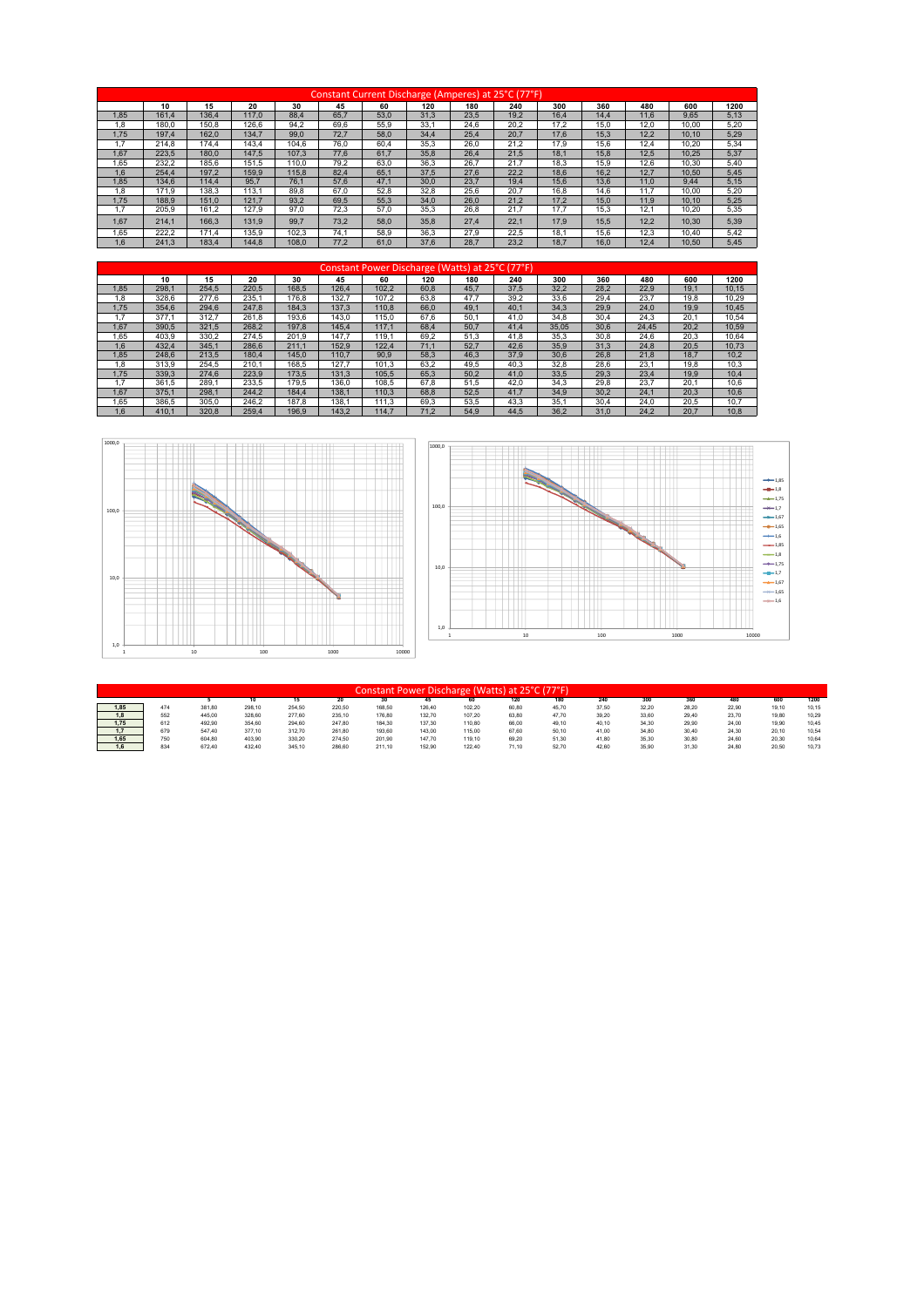| Constant Current Discharge (Amperes) at 25°C (77°F) | | | | | | | | | | | | | | |
|---|---|---|---|---|---|---|---|---|---|---|---|---|---|---|
| | 10 | 15 | 20 | 30 | 45 | 60 | 120 | 180 | 240 | 300 | 360 | 480 | 600 | 1200 |
| 1,85 | 161,4 | 136,4 | 117,0 | 88,4 | 65,7 | 53,0 | 31,3 | 23,5 | 19,2 | 16,4 | 14,4 | 11,6 | 9,65 | 5,13 |
| 1,8 | 180,0 | 150,8 | 126,6 | 94,2 | 69,6 | 55,9 | 33,1 | 24,6 | 20,2 | 17,2 | 15,0 | 12,0 | 10,00 | 5,20 |
| 1,75 | 197,4 | 162,0 | 134,7 | 99,0 | 72,7 | 58,0 | 34,4 | 25,4 | 20,7 | 17,6 | 15,3 | 12,2 | 10,10 | 5,29 |
| 1,7 | 214,8 | 174,4 | 143,4 | 104,6 | 76,0 | 60,4 | 35,3 | 26,0 | 21,2 | 17,9 | 15,6 | 12,4 | 10,20 | 5,34 |
| 1,67 | 223,5 | 180,0 | 147,5 | 107,3 | 77,6 | 61,7 | 35,8 | 26,4 | 21,5 | 18,1 | 15,8 | 12,5 | 10,25 | 5,37 |
| 1,65 | 232,2 | 185,6 | 151,5 | 110,0 | 79,2 | 63,0 | 36,3 | 26,7 | 21,7 | 18,3 | 15,9 | 12,6 | 10,30 | 5,40 |
| 1,6 | 254,4 | 197,2 | 159,9 | 115,8 | 82,4 | 65,1 | 37,5 | 27,6 | 22,2 | 18,6 | 16,2 | 12,7 | 10,50 | 5,45 |
| 1,85 | 134,6 | 114,4 | 95,7 | 76,1 | 57,6 | 47,1 | 30,0 | 23,7 | 19,4 | 15,6 | 13,6 | 11,0 | 9,44 | 5,15 |
| 1,8 | 171,9 | 138,3 | 113,1 | 89,8 | 67,0 | 52,8 | 32,8 | 25,6 | 20,7 | 16,8 | 14,6 | 11,7 | 10,00 | 5,20 |
| 1,75 | 188,9 | 151,0 | 121,7 | 93,2 | 69,5 | 55,3 | 34,0 | 26,0 | 21,2 | 17,2 | 15,0 | 11,9 | 10,10 | 5,25 |
| 1,7 | 205,9 | 161,2 | 127,9 | 97,0 | 72,3 | 57,0 | 35,3 | 26,8 | 21,7 | 17,7 | 15,3 | 12,1 | 10,20 | 5,35 |
| 1,67 | 214,1 | 166,3 | 131,9 | 99,7 | 73,2 | 58,0 | 35,8 | 27,4 | 22,1 | 17,9 | 15,5 | 12,2 | 10,30 | 5,39 |
| 1,65 | 222,2 | 171,4 | 135,9 | 102,3 | 74,1 | 58,9 | 36,3 | 27,9 | 22,5 | 18,1 | 15,6 | 12,3 | 10,40 | 5,42 |
| 1,6 | 241,3 | 183,4 | 144,8 | 108,0 | 77,2 | 61,0 | 37,6 | 28,7 | 23,2 | 18,7 | 16,0 | 12,4 | 10,50 | 5,45 |

| Constant Power Discharge (Watts) at 25°C (77°F) | | | | | | | | | | | | | | |
|---|---|---|---|---|---|---|---|---|---|---|---|---|---|---|
| | 10 | 15 | 20 | 30 | 45 | 60 | 120 | 180 | 240 | 300 | 360 | 480 | 600 | 1200 |
| 1,85 | 298,1 | 254,5 | 220,5 | 168,5 | 126,4 | 102,2 | 60,8 | 45,7 | 37,5 | 32,2 | 28,2 | 22,9 | 19,1 | 10,15 |
| 1,8 | 328,6 | 277,6 | 235,1 | 176,8 | 132,7 | 107,2 | 63,8 | 47,7 | 39,2 | 33,6 | 29,4 | 23,7 | 19,8 | 10,29 |
| 1,75 | 354,6 | 294,6 | 247,8 | 184,3 | 137,3 | 110,8 | 66,0 | 49,1 | 40,1 | 34,3 | 29,9 | 24,0 | 19,9 | 10,45 |
| 1,7 | 377,1 | 312,7 | 261,8 | 193,6 | 143,0 | 115,0 | 67,6 | 50,1 | 41,0 | 34,8 | 30,4 | 24,3 | 20,1 | 10,54 |
| 1,67 | 390,5 | 321,5 | 268,2 | 197,8 | 145,4 | 117,1 | 68,4 | 50,7 | 41,4 | 35,05 | 30,6 | 24,45 | 20,2 | 10,59 |
| 1,65 | 403,9 | 330,2 | 274,5 | 201,9 | 147,7 | 119,1 | 69,2 | 51,3 | 41,8 | 35,3 | 30,8 | 24,6 | 20,3 | 10,64 |
| 1,6 | 432,4 | 345,1 | 286,6 | 211,1 | 152,9 | 122,4 | 71,1 | 52,7 | 42,6 | 35,9 | 31,3 | 24,8 | 20,5 | 10,73 |
| 1,85 | 248,6 | 213,5 | 180,4 | 145,0 | 110,7 | 90,9 | 58,3 | 46,3 | 37,9 | 30,6 | 26,8 | 21,8 | 18,7 | 10,2 |
| 1,8 | 313,9 | 254,5 | 210,1 | 168,5 | 127,7 | 101,3 | 63,2 | 49,5 | 40,3 | 32,8 | 28,6 | 23,1 | 19,8 | 10,3 |
| 1,75 | 339,3 | 274,6 | 223,9 | 173,5 | 131,3 | 105,5 | 65,3 | 50,2 | 41,0 | 33,5 | 29,3 | 23,4 | 19,9 | 10,4 |
| 1,7 | 361,5 | 289,1 | 233,5 | 179,5 | 136,0 | 108,5 | 67,8 | 51,5 | 42,0 | 34,3 | 29,8 | 23,7 | 20,1 | 10,6 |
| 1,67 | 375,1 | 298,1 | 244,2 | 184,4 | 138,1 | 110,3 | 68,8 | 52,5 | 41,7 | 34,9 | 30,2 | 24,1 | 20,3 | 10,6 |
| 1,65 | 386,5 | 305,0 | 246,2 | 187,8 | 138,1 | 111,3 | 69,3 | 53,5 | 43,3 | 35,1 | 30,4 | 24,0 | 20,5 | 10,7 |
| 1,6 | 410,1 | 320,8 | 259,4 | 196,9 | 143,2 | 114,7 | 71,2 | 54,9 | 44,5 | 36,2 | 31,0 | 24,2 | 20,7 | 10,8 |

| Constant Power Discharge (Watts) at 25°C (77°F) | | | | | | | | | | | | | | | | |
|---|---|---|---|---|---|---|---|---|---|---|---|---|---|---|---|---|
| | | 5 | 10 | 15 | 20 | 30 | 45 | 60 | 120 | 180 | 240 | 300 | 360 | 480 | 600 | 1200 |
| 1,85 | 474 | 381,80 | 298,10 | 254,50 | 220,50 | 168,50 | 126,40 | 102,20 | 60,80 | 45,70 | 37,50 | 32,20 | 28,20 | 22,90 | 19,10 | 10,15 |
| 1,8 | 552 | 445,00 | 328,60 | 277,60 | 235,10 | 176,80 | 132,70 | 107,20 | 63,80 | 47,70 | 39,20 | 33,60 | 29,40 | 23,70 | 19,80 | 10,29 |
| 1,75 | 612 | 492,90 | 354,60 | 294,60 | 247,80 | 184,30 | 137,30 | 110,80 | 66,00 | 49,10 | 40,10 | 34,30 | 29,90 | 24,00 | 19,90 | 10,45 |
| 1,7 | 679 | 547,40 | 377,10 | 312,70 | 261,80 | 193,60 | 143,00 | 115,00 | 67,60 | 50,10 | 41,00 | 34,80 | 30,40 | 24,30 | 20,10 | 10,54 |
| 1,65 | 750 | 604,80 | 403,90 | 330,20 | 274,50 | 201,90 | 147,70 | 119,10 | 69,20 | 51,30 | 41,80 | 35,30 | 30,80 | 24,60 | 20,30 | 10,64 |
| 1,6 | 834 | 672,40 | 432,40 | 345,10 | 286,60 | 211,10 | 152,90 | 122,40 | 71,10 | 52,70 | 42,60 | 35,90 | 31,30 | 24,80 | 20,50 | 10,73 |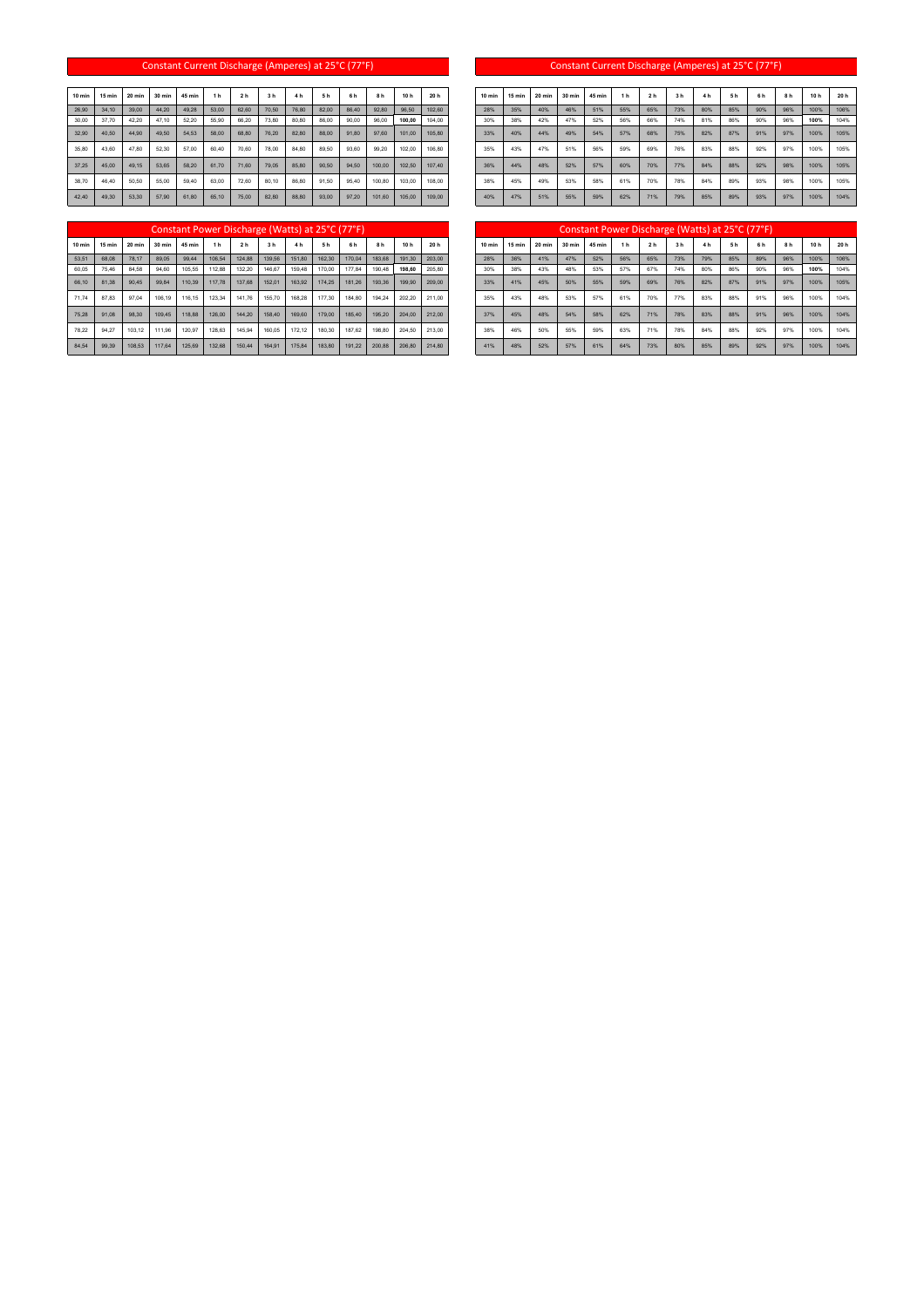## Constant Current Discharge (Amperes) at 25°C (77°F)

| 10 min | 15 min | 20 min | 30 min | 45 min | 1 h | 2 h | 3 h | 4 h | 5 h | 6 h | 8 h | 10 h | 20 h |
|---|---|---|---|---|---|---|---|---|---|---|---|---|---|
| 26,90 | 34,10 | 39,00 | 44,20 | 49,28 | 53,00 | 62,60 | 70,50 | 76,80 | 82,00 | 86,40 | 92,80 | 96,50 | 102,60 |
| 30,00 | 37,70 | 42,20 | 47,10 | 52,20 | 55,90 | 66,20 | 73,80 | 80,80 | 86,00 | 90,00 | 96,00 | **100,00** | 104,00 |
| 32,90 | 40,50 | 44,90 | 49,50 | 54,53 | 58,00 | 68,80 | 76,20 | 82,80 | 88,00 | 91,80 | 97,60 | 101,00 | 105,80 |
| 35,80 | 43,60 | 47,80 | 52,30 | 57,00 | 60,40 | 70,60 | 78,00 | 84,80 | 89,50 | 93,60 | 99,20 | 102,00 | 106,80 |
| 37,25 | 45,00 | 49,15 | 53,65 | 58,20 | 61,70 | 71,60 | 79,05 | 85,80 | 90,50 | 94,50 | 100,00 | 102,50 | 107,40 |
| 38,70 | 46,40 | 50,50 | 55,00 | 59,40 | 63,00 | 72,60 | 80,10 | 86,80 | 91,50 | 95,40 | 100,80 | 103,00 | 108,00 |
| 42,40 | 49,30 | 53,30 | 57,90 | 61,80 | 65,10 | 75,00 | 82,80 | 88,80 | 93,00 | 97,20 | 101,60 | 105,00 | 109,00 |

## Constant Current Discharge (Amperes) at 25°C (77°F)

| 10 min | 15 min | 20 min | 30 min | 45 min | 1 h | 2 h | 3 h | 4 h | 5 h | 6 h | 8 h | 10 h | 20 h |
|---|---|---|---|---|---|---|---|---|---|---|---|---|---|
| 28% | 35% | 40% | 46% | 51% | 55% | 65% | 73% | 80% | 85% | 90% | 96% | 100% | 106% |
| 30% | 38% | 42% | 47% | 52% | 56% | 66% | 74% | 81% | 86% | 90% | 96% | **100%** | 104% |
| 33% | 40% | 44% | 49% | 54% | 57% | 68% | 75% | 82% | 87% | 91% | 97% | 100% | 105% |
| 35% | 43% | 47% | 51% | 56% | 59% | 69% | 76% | 83% | 88% | 92% | 97% | 100% | 105% |
| 36% | 44% | 48% | 52% | 57% | 60% | 70% | 77% | 84% | 88% | 92% | 98% | 100% | 105% |
| 38% | 45% | 49% | 53% | 58% | 61% | 70% | 78% | 84% | 89% | 93% | 98% | 100% | 105% |
| 40% | 47% | 51% | 55% | 59% | 62% | 71% | 79% | 85% | 89% | 93% | 97% | 100% | 104% |

## Constant Power Discharge (Watts) at 25°C (77°F)

| 10 min | 15 min | 20 min | 30 min | 45 min | 1 h | 2 h | 3 h | 4 h | 5 h | 6 h | 8 h | 10 h | 20 h |
|---|---|---|---|---|---|---|---|---|---|---|---|---|---|
| 53,51 | 68,08 | 78,17 | 89,05 | 99,44 | 106,54 | 124,88 | 139,56 | 151,80 | 162,30 | 170,04 | 183,68 | 191,30 | 203,00 |
| 60,05 | 75,46 | 84,58 | 94,60 | 105,55 | 112,88 | 132,20 | 146,67 | 159,48 | 170,00 | 177,84 | 190,48 | **198,60** | 205,60 |
| 66,10 | 81,38 | 90,45 | 99,84 | 110,39 | 117,78 | 137,68 | 152,01 | 163,92 | 174,25 | 181,26 | 193,36 | 199,90 | 209,00 |
| 71,74 | 87,83 | 97,04 | 106,19 | 116,15 | 123,34 | 141,76 | 155,70 | 168,28 | 177,30 | 184,80 | 194,24 | 202,20 | 211,00 |
| 75,28 | 91,08 | 98,30 | 109,45 | 118,88 | 126,00 | 144,20 | 158,40 | 169,60 | 179,00 | 185,40 | 195,20 | 204,00 | 212,00 |
| 78,22 | 94,27 | 103,12 | 111,96 | 120,97 | 128,63 | 145,94 | 160,05 | 172,12 | 180,30 | 187,62 | 198,80 | 204,50 | 213,00 |
| 84,54 | 99,39 | 108,53 | 117,64 | 125,69 | 132,68 | 150,44 | 164,91 | 175,84 | 183,80 | 191,22 | 200,88 | 206,80 | 214,80 |

## Constant Power Discharge (Watts) at 25°C (77°F)

| 10 min | 15 min | 20 min | 30 min | 45 min | 1 h | 2 h | 3 h | 4 h | 5 h | 6 h | 8 h | 10 h | 20 h |
|---|---|---|---|---|---|---|---|---|---|---|---|---|---|
| 28% | 36% | 41% | 47% | 52% | 56% | 65% | 73% | 79% | 85% | 89% | 96% | 100% | 106% |
| 30% | 38% | 43% | 48% | 53% | 57% | 67% | 74% | 80% | 86% | 90% | 96% | **100%** | 104% |
| 33% | 41% | 45% | 50% | 55% | 59% | 69% | 76% | 82% | 87% | 91% | 97% | 100% | 105% |
| 35% | 43% | 48% | 53% | 57% | 61% | 70% | 77% | 83% | 88% | 91% | 96% | 100% | 104% |
| 37% | 45% | 48% | 54% | 58% | 62% | 71% | 78% | 83% | 88% | 91% | 96% | 100% | 104% |
| 38% | 46% | 50% | 55% | 59% | 63% | 71% | 78% | 84% | 88% | 92% | 97% | 100% | 104% |
| 41% | 48% | 52% | 57% | 61% | 64% | 73% | 80% | 85% | 89% | 92% | 97% | 100% | 104% |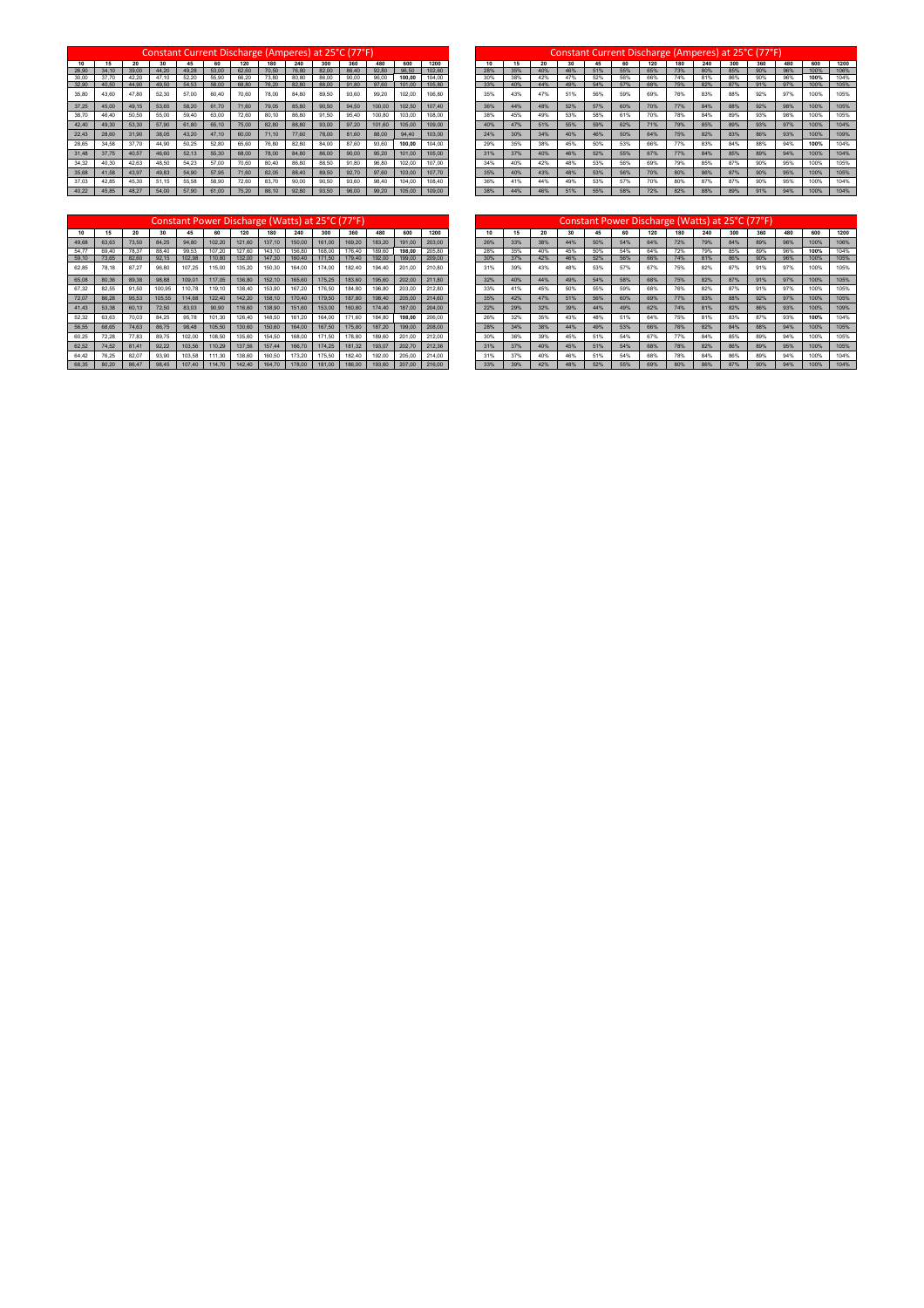## Constant Current Discharge (Amperes) at 25°C (77°F)

| 10 | 15 | 20 | 30 | 45 | 60 | 120 | 180 | 240 | 300 | 360 | 480 | 600 | 1200 |
|---|---|---|---|---|---|---|---|---|---|---|---|---|---|
| 26,90 | 34,10 | 39,00 | 44,20 | 49,28 | 53,00 | 62,60 | 70,50 | 76,80 | 82,00 | 86,40 | 92,80 | 96,50 | 102,60 |
| 30,00 | 37,70 | 42,20 | 47,10 | 52,20 | 55,90 | 66,20 | 73,80 | 80,80 | 86,00 | 90,00 | 96,00 | 100,00 | 104,00 |
| 32,90 | 40,50 | 44,90 | 49,50 | 54,53 | 58,00 | 68,80 | 76,20 | 82,80 | 88,00 | 91,80 | 97,60 | 101,00 | 105,80 |
| 35,80 | 43,60 | 47,80 | 52,30 | 57,00 | 60,40 | 70,60 | 78,00 | 84,80 | 89,50 | 93,60 | 99,20 | 102,00 | 106,80 |
| 37,25 | 45,00 | 49,15 | 53,65 | 58,20 | 61,70 | 71,60 | 79,05 | 85,80 | 90,50 | 94,50 | 100,00 | 102,50 | 107,40 |
| 38,70 | 46,40 | 50,50 | 55,00 | 59,40 | 63,00 | 72,60 | 80,10 | 86,80 | 91,50 | 95,40 | 100,80 | 103,00 | 108,00 |
| 42,40 | 49,30 | 53,30 | 57,90 | 61,80 | 65,10 | 75,00 | 82,80 | 88,80 | 93,00 | 97,20 | 101,60 | 105,00 | 109,00 |
| 22,43 | 28,60 | 31,90 | 38,05 | 43,20 | 47,10 | 60,00 | 71,10 | 77,60 | 78,00 | 81,60 | 88,00 | 94,40 | 103,00 |
| 28,65 | 34,58 | 37,70 | 44,90 | 50,25 | 52,80 | 65,60 | 76,80 | 82,80 | 84,00 | 87,60 | 93,60 | 100,00 | 104,00 |
| 31,48 | 37,75 | 40,57 | 46,60 | 52,13 | 55,30 | 68,00 | 78,00 | 84,80 | 86,00 | 90,00 | 95,20 | 101,00 | 105,00 |
| 34,32 | 40,30 | 42,63 | 48,50 | 54,23 | 57,00 | 70,60 | 80,40 | 86,80 | 88,50 | 91,80 | 96,80 | 102,00 | 107,00 |
| 35,68 | 41,58 | 43,97 | 49,83 | 54,90 | 57,95 | 71,60 | 82,05 | 88,40 | 89,50 | 92,70 | 97,60 | 103,00 | 107,70 |
| 37,03 | 42,85 | 45,30 | 51,15 | 55,58 | 58,90 | 72,60 | 83,70 | 90,00 | 90,50 | 93,60 | 98,40 | 104,00 | 108,40 |
| 40,22 | 45,85 | 48,27 | 54,00 | 57,90 | 61,00 | 75,20 | 86,10 | 92,80 | 93,50 | 96,00 | 99,20 | 105,00 | 109,00 |

## Constant Current Discharge (Amperes) at 25°C (77°F)

| 10 | 15 | 20 | 30 | 45 | 60 | 120 | 180 | 240 | 300 | 360 | 480 | 600 | 1200 |
|---|---|---|---|---|---|---|---|---|---|---|---|---|---|
| 28% | 35% | 40% | 46% | 51% | 55% | 65% | 73% | 80% | 85% | 90% | 96% | 100% | 106% |
| 30% | 38% | 42% | 47% | 52% | 56% | 66% | 74% | 81% | 86% | 90% | 96% | 100% | 104% |
| 33% | 40% | 44% | 49% | 54% | 57% | 68% | 75% | 82% | 87% | 91% | 97% | 100% | 105% |
| 35% | 43% | 47% | 51% | 56% | 59% | 69% | 76% | 83% | 88% | 92% | 97% | 100% | 105% |
| 36% | 44% | 48% | 52% | 57% | 60% | 70% | 77% | 84% | 88% | 92% | 98% | 100% | 105% |
| 38% | 45% | 49% | 53% | 58% | 61% | 70% | 78% | 84% | 89% | 93% | 98% | 100% | 105% |
| 40% | 47% | 51% | 55% | 59% | 62% | 71% | 79% | 85% | 89% | 93% | 97% | 100% | 104% |
| 24% | 30% | 34% | 40% | 46% | 50% | 64% | 75% | 82% | 83% | 86% | 93% | 100% | 109% |
| 29% | 35% | 38% | 45% | 50% | 53% | 66% | 77% | 83% | 84% | 88% | 94% | 100% | 104% |
| 31% | 37% | 40% | 46% | 52% | 55% | 67% | 77% | 84% | 85% | 89% | 94% | 100% | 104% |
| 34% | 40% | 42% | 48% | 53% | 56% | 69% | 79% | 85% | 87% | 90% | 95% | 100% | 105% |
| 35% | 40% | 43% | 48% | 53% | 56% | 70% | 80% | 86% | 87% | 90% | 95% | 100% | 105% |
| 36% | 41% | 44% | 49% | 53% | 57% | 70% | 80% | 87% | 87% | 90% | 95% | 100% | 104% |
| 38% | 44% | 46% | 51% | 55% | 58% | 72% | 82% | 88% | 89% | 91% | 94% | 100% | 104% |

## Constant Power Discharge (Watts) at 25°C (77°F)

| 10 | 15 | 20 | 30 | 45 | 60 | 120 | 180 | 240 | 300 | 360 | 480 | 600 | 1200 |
|---|---|---|---|---|---|---|---|---|---|---|---|---|---|
| 49,68 | 63,63 | 73,50 | 84,25 | 94,80 | 102,20 | 121,60 | 137,10 | 150,00 | 161,00 | 169,20 | 183,20 | 191,00 | 203,00 |
| 54,77 | 69,40 | 78,37 | 88,40 | 99,53 | 107,20 | 127,60 | 143,10 | 156,80 | 168,00 | 176,40 | 189,60 | 198,00 | 205,80 |
| 59,70 | 73,65 | 82,60 | 92,15 | 102,98 | 110,80 | 132,00 | 147,30 | 160,40 | 171,50 | 179,40 | 192,00 | 199,00 | 209,00 |
| 62,85 | 78,18 | 87,27 | 96,80 | 107,25 | 115,00 | 135,20 | 150,30 | 164,00 | 174,00 | 182,40 | 194,40 | 201,00 | 210,80 |
| 65,08 | 80,36 | 89,38 | 98,88 | 109,01 | 117,05 | 136,80 | 152,10 | 165,60 | 175,25 | 183,60 | 195,60 | 202,00 | 211,80 |
| 67,32 | 82,55 | 91,50 | 100,95 | 110,78 | 119,10 | 138,40 | 153,90 | 167,20 | 176,50 | 184,80 | 196,80 | 203,00 | 212,80 |
| 72,07 | 86,28 | 95,53 | 105,55 | 114,68 | 122,40 | 142,20 | 158,10 | 170,40 | 179,50 | 187,80 | 196,40 | 205,00 | 214,60 |
| 41,43 | 53,38 | 60,13 | 72,50 | 83,03 | 90,90 | 116,60 | 138,90 | 151,60 | 153,00 | 160,80 | 174,40 | 187,00 | 204,00 |
| 52,32 | 63,63 | 70,03 | 84,25 | 95,78 | 101,30 | 126,40 | 148,50 | 161,20 | 164,00 | 171,60 | 184,80 | 198,00 | 206,00 |
| 56,55 | 68,65 | 74,63 | 86,75 | 98,48 | 105,50 | 130,60 | 150,60 | 164,00 | 167,50 | 175,80 | 187,20 | 199,00 | 208,00 |
| 60,25 | 72,28 | 77,83 | 89,75 | 102,00 | 108,50 | 135,60 | 154,50 | 168,00 | 171,50 | 178,80 | 189,60 | 201,00 | 212,00 |
| 62,52 | 74,52 | 81,41 | 92,22 | 103,56 | 110,29 | 137,56 | 157,44 | 166,70 | 174,25 | 181,32 | 193,07 | 202,70 | 212,38 |
| 64,42 | 76,25 | 82,07 | 93,90 | 103,58 | 111,30 | 138,60 | 160,50 | 173,20 | 175,50 | 182,40 | 192,00 | 205,00 | 214,00 |
| 68,35 | 80,20 | 86,47 | 98,45 | 107,40 | 114,70 | 142,40 | 164,70 | 178,00 | 181,00 | 186,00 | 193,60 | 207,00 | 216,00 |

## Constant Power Discharge (Watts) at 25°C (77°F)

| 10 | 15 | 20 | 30 | 45 | 60 | 120 | 180 | 240 | 300 | 360 | 480 | 600 | 1200 |
|---|---|---|---|---|---|---|---|---|---|---|---|---|---|
| 26% | 33% | 38% | 44% | 50% | 54% | 64% | 72% | 79% | 84% | 89% | 96% | 100% | 106% |
| 28% | 35% | 40% | 45% | 50% | 54% | 64% | 72% | 79% | 85% | 89% | 96% | 100% | 104% |
| 30% | 37% | 42% | 46% | 52% | 56% | 66% | 74% | 81% | 86% | 90% | 96% | 100% | 105% |
| 31% | 39% | 43% | 48% | 53% | 57% | 67% | 75% | 82% | 87% | 91% | 97% | 100% | 105% |
| 32% | 40% | 44% | 49% | 54% | 58% | 68% | 75% | 82% | 87% | 91% | 97% | 100% | 105% |
| 33% | 41% | 45% | 50% | 55% | 59% | 68% | 76% | 82% | 87% | 91% | 97% | 100% | 105% |
| 35% | 42% | 47% | 51% | 56% | 60% | 69% | 77% | 83% | 88% | 92% | 97% | 100% | 105% |
| 22% | 29% | 32% | 39% | 44% | 49% | 62% | 74% | 81% | 82% | 86% | 93% | 100% | 109% |
| 26% | 32% | 35% | 43% | 48% | 51% | 64% | 75% | 81% | 83% | 87% | 93% | 100% | 104% |
| 28% | 34% | 38% | 44% | 49% | 53% | 66% | 76% | 82% | 84% | 88% | 94% | 100% | 105% |
| 30% | 36% | 39% | 45% | 51% | 54% | 67% | 77% | 84% | 85% | 89% | 94% | 100% | 105% |
| 31% | 37% | 40% | 45% | 51% | 54% | 68% | 78% | 82% | 86% | 89% | 95% | 100% | 105% |
| 31% | 37% | 40% | 46% | 51% | 54% | 68% | 78% | 84% | 86% | 89% | 94% | 100% | 104% |
| 33% | 39% | 42% | 48% | 52% | 55% | 69% | 80% | 86% | 87% | 90% | 94% | 100% | 104% |